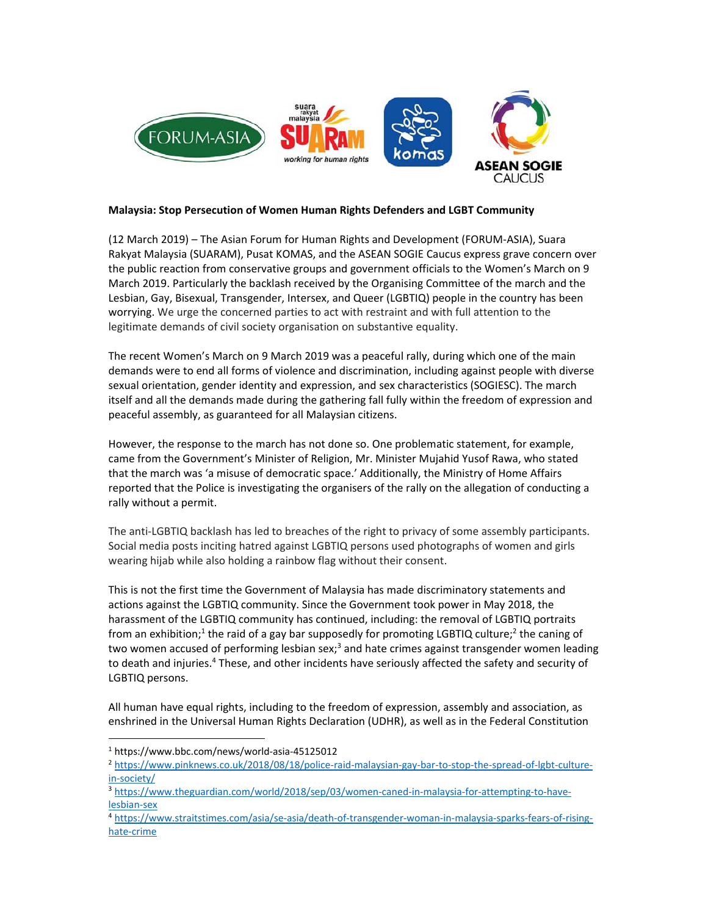**Malaysia: Stop Persecution of Women Human Rights Defenders and LGBT Community**

(12 March 2019) – The Asian Forum for Human Rights and Development (FORUM-ASIA), Suara Rakyat Malaysia (SUARAM), Pusat KOMAS, and the ASEAN SOGIE Caucus express grave concern over the public reaction from conservative groups and government officials to the Women's March on 9 March 2019. Particularly the backlash received by the Organising Committee of the march and the Lesbian, Gay, Bisexual, Transgender, Intersex, and Queer (LGBTIQ) people in the country has been worrying. We urge the concerned parties to act with restraint and with full attention to the legitimate demands of civil society organisation on substantive equality.

The recent Women's March on 9 March 2019 was a peaceful rally, during which one of the main demands were to end all forms of violence and discrimination, including against people with diverse sexual orientation, gender identity and expression, and sex characteristics (SOGIESC). The march itself and all the demands made during the gathering fall fully within the freedom of expression and peaceful assembly, as guaranteed for all Malaysian citizens.

However, the response to the march has not done so. One problematic statement, for example, came from the Government's Minister of Religion, Mr. Minister Mujahid Yusof Rawa, who stated that the march was 'a misuse of democratic space.' Additionally, the Ministry of Home Affairs reported that the Police is investigating the organisers of the rally on the allegation of conducting a rally without a permit.

The anti-LGBTIQ backlash has led to breaches of the right to privacy of some assembly participants. Social media posts inciting hatred against LGBTIQ persons used photographs of women and girls wearing hijab while also holding a rainbow flag without their consent.

This is not the first time the Government of Malaysia has made discriminatory statements and actions against the LGBTIQ community. Since the Government took power in May 2018, the harassment of the LGBTIQ community has continued, including: the removal of LGBTIQ portraits from an exhibition;[1] the raid of a gay bar supposedly for promoting LGBTIQ culture;[2] the caning of two women accused of performing lesbian sex;[3] and hate crimes against transgender women leading to death and injuries.[4] These, and other incidents have seriously affected the safety and security of LGBTIQ persons.

All human have equal rights, including to the freedom of expression, assembly and association, as enshrined in the Universal Human Rights Declaration (UDHR), as well as in the Federal Constitution

---

[1] https://www.bbc.com/news/world-asia-45125012

[2] https://www.pinknews.co.uk/2018/08/18/police-raid-malaysian-gay-bar-to-stop-the-spread-of-lgbt-culture-in-society/

[3] https://www.theguardian.com/world/2018/sep/03/women-caned-in-malaysia-for-attempting-to-have-lesbian-sex

[4] https://www.straitstimes.com/asia/se-asia/death-of-transgender-woman-in-malaysia-sparks-fears-of-rising-hate-crime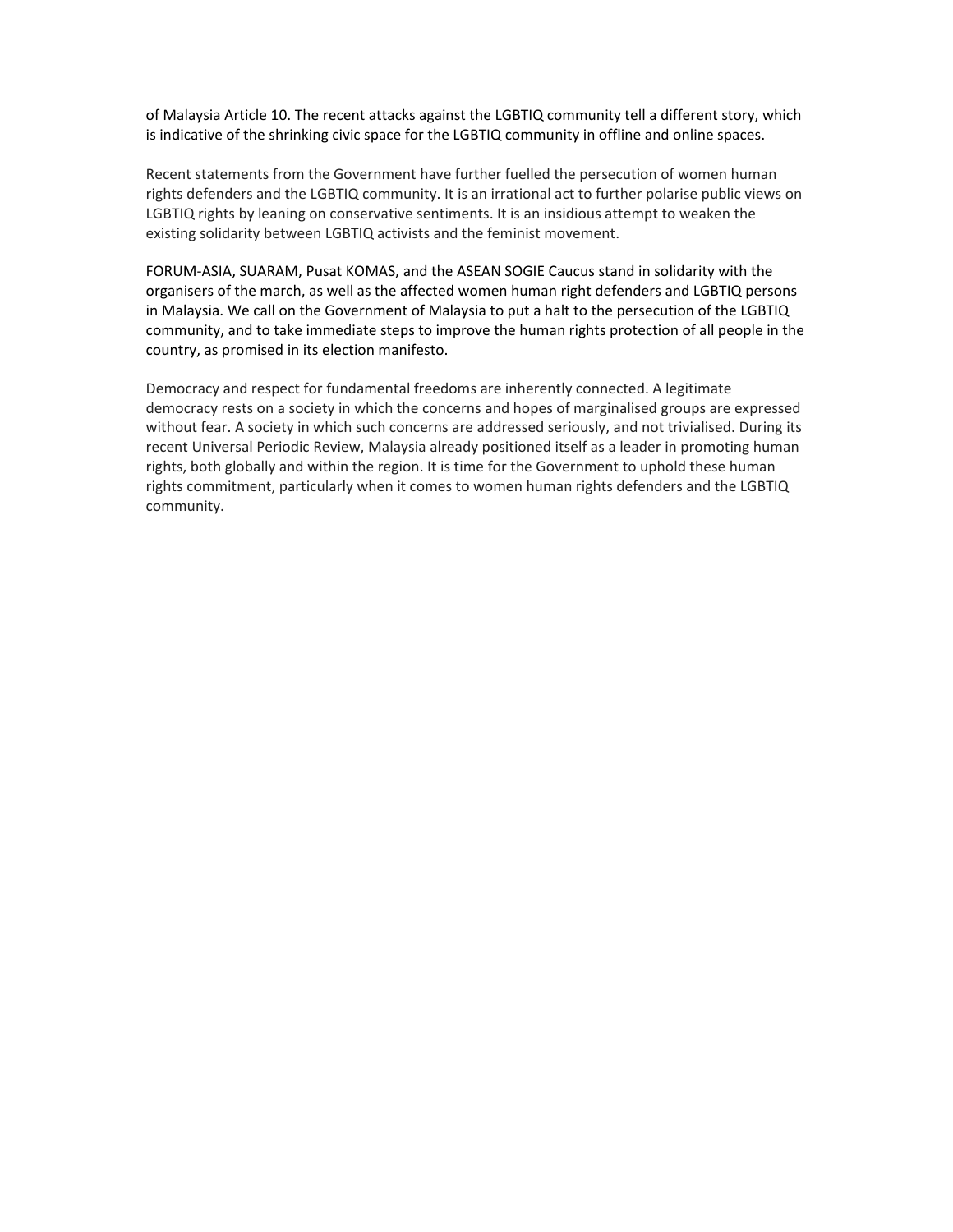of Malaysia Article 10. The recent attacks against the LGBTIQ community tell a different story, which is indicative of the shrinking civic space for the LGBTIQ community in offline and online spaces.

Recent statements from the Government have further fuelled the persecution of women human rights defenders and the LGBTIQ community. It is an irrational act to further polarise public views on LGBTIQ rights by leaning on conservative sentiments. It is an insidious attempt to weaken the existing solidarity between LGBTIQ activists and the feminist movement.

FORUM-ASIA, SUARAM, Pusat KOMAS, and the ASEAN SOGIE Caucus stand in solidarity with the organisers of the march, as well as the affected women human right defenders and LGBTIQ persons in Malaysia. We call on the Government of Malaysia to put a halt to the persecution of the LGBTIQ community, and to take immediate steps to improve the human rights protection of all people in the country, as promised in its election manifesto.

Democracy and respect for fundamental freedoms are inherently connected. A legitimate democracy rests on a society in which the concerns and hopes of marginalised groups are expressed without fear. A society in which such concerns are addressed seriously, and not trivialised. During its recent Universal Periodic Review, Malaysia already positioned itself as a leader in promoting human rights, both globally and within the region. It is time for the Government to uphold these human rights commitment, particularly when it comes to women human rights defenders and the LGBTIQ community.